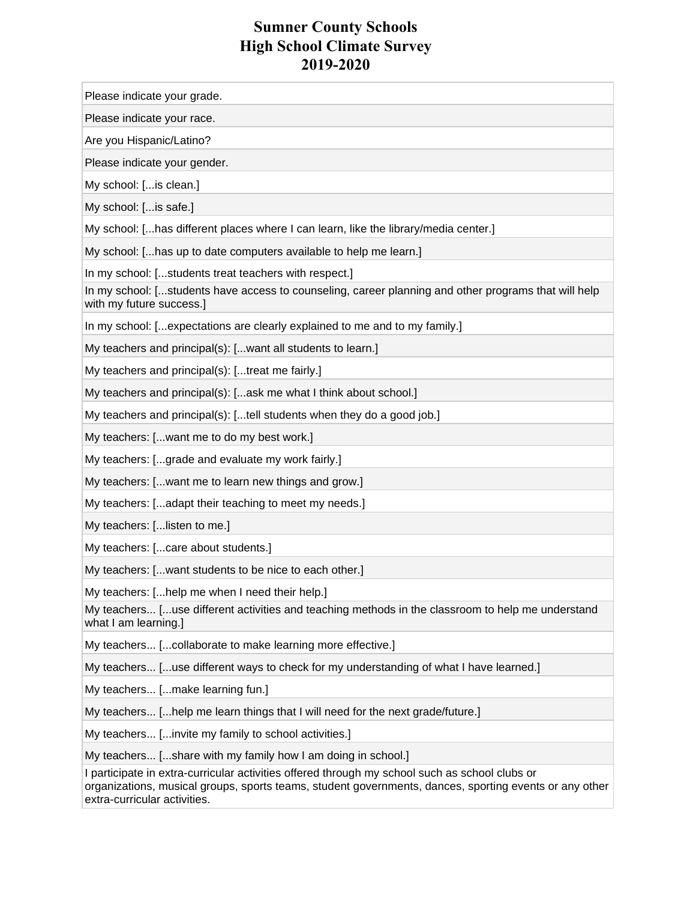# Sumner County Schools
# High School Climate Survey
# 2019-2020

| |
|---|
| Please indicate your grade. |
| Please indicate your race. |
| Are you Hispanic/Latino? |
| Please indicate your gender. |
| My school: [...is clean.] |
| My school: [...is safe.] |
| My school: [...has different places where I can learn, like the library/media center.] |
| My school: [...has up to date computers available to help me learn.] |
| In my school: [...students treat teachers with respect.] |
| In my school: [...students have access to counseling, career planning and other programs that will help with my future success.] |
| In my school: [...expectations are clearly explained to me and to my family.] |
| My teachers and principal(s): [...want all students to learn.] |
| My teachers and principal(s): [...treat me fairly.] |
| My teachers and principal(s): [...ask me what I think about school.] |
| My teachers and principal(s): [...tell students when they do a good job.] |
| My teachers: [...want me to do my best work.] |
| My teachers: [...grade and evaluate my work fairly.] |
| My teachers: [...want me to learn new things and grow.] |
| My teachers: [...adapt their teaching to meet my needs.] |
| My teachers: [...listen to me.] |
| My teachers: [...care about students.] |
| My teachers: [...want students to be nice to each other.] |
| My teachers: [...help me when I need their help.] |
| My teachers... [...use different activities and teaching methods in the classroom to help me understand what I am learning.] |
| My teachers... [...collaborate to make learning more effective.] |
| My teachers... [...use different ways to check for my understanding of what I have learned.] |
| My teachers... [...make learning fun.] |
| My teachers... [...help me learn things that I will need for the next grade/future.] |
| My teachers... [...invite my family to school activities.] |
| My teachers... [...share with my family how I am doing in school.] |
| I participate in extra-curricular activities offered through my school such as school clubs or organizations, musical groups, sports teams, student governments, dances, sporting events or any other extra-curricular activities. |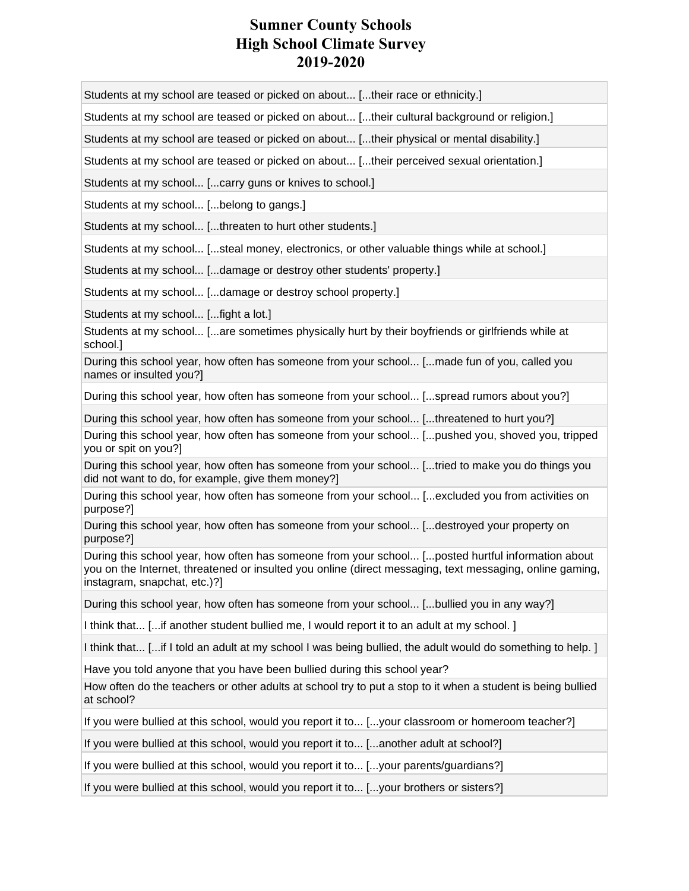# Sumner County Schools
# High School Climate Survey
# 2019-2020

| |
|---|
| Students at my school are teased or picked on about... [...their race or ethnicity.] |
| Students at my school are teased or picked on about... [...their cultural background or religion.] |
| Students at my school are teased or picked on about... [...their physical or mental disability.] |
| Students at my school are teased or picked on about... [...their perceived sexual orientation.] |
| Students at my school... [...carry guns or knives to school.] |
| Students at my school... [...belong to gangs.] |
| Students at my school... [...threaten to hurt other students.] |
| Students at my school... [...steal money, electronics, or other valuable things while at school.] |
| Students at my school... [...damage or destroy other students' property.] |
| Students at my school... [...damage or destroy school property.] |
| Students at my school... [...fight a lot.] |
| Students at my school... [...are sometimes physically hurt by their boyfriends or girlfriends while at school.] |
| During this school year, how often has someone from your school... [...made fun of you, called you names or insulted you?] |
| During this school year, how often has someone from your school... [...spread rumors about you?] |
| During this school year, how often has someone from your school... [...threatened to hurt you?] |
| During this school year, how often has someone from your school... [...pushed you, shoved you, tripped you or spit on you?] |
| During this school year, how often has someone from your school... [...tried to make you do things you did not want to do, for example, give them money?] |
| During this school year, how often has someone from your school... [...excluded you from activities on purpose?] |
| During this school year, how often has someone from your school... [...destroyed your property on purpose?] |
| During this school year, how often has someone from your school... [...posted hurtful information about you on the Internet, threatened or insulted you online (direct messaging, text messaging, online gaming, instagram, snapchat, etc.)?] |
| During this school year, how often has someone from your school... [...bullied you in any way?] |
| I think that... [...if another student bullied me, I would report it to an adult at my school. ] |
| I think that... [...if I told an adult at my school I was being bullied, the adult would do something to help. ] |
| Have you told anyone that you have been bullied during this school year? |
| How often do the teachers or other adults at school try to put a stop to it when a student is being bullied at school? |
| If you were bullied at this school, would you report it to... [...your classroom or homeroom teacher?] |
| If you were bullied at this school, would you report it to... [...another adult at school?] |
| If you were bullied at this school, would you report it to... [...your parents/guardians?] |
| If you were bullied at this school, would you report it to... [...your brothers or sisters?] |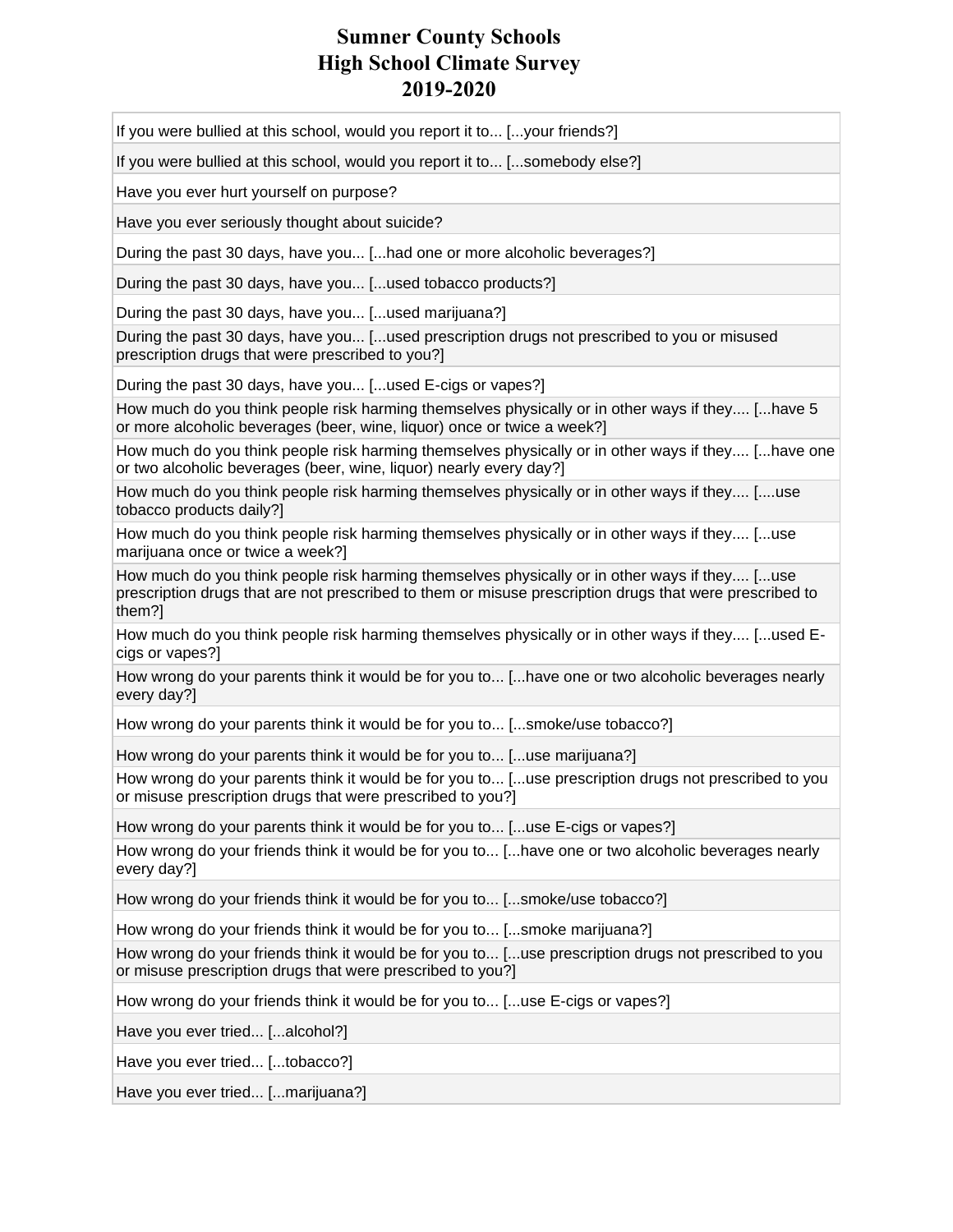# Sumner County Schools
# High School Climate Survey
# 2019-2020

| |
|---|
| If you were bullied at this school, would you report it to... [...your friends?] |
| If you were bullied at this school, would you report it to... [...somebody else?] |
| Have you ever hurt yourself on purpose? |
| Have you ever seriously thought about suicide? |
| During the past 30 days, have you... [...had one or more alcoholic beverages?] |
| During the past 30 days, have you... [...used tobacco products?] |
| During the past 30 days, have you... [...used marijuana?] |
| During the past 30 days, have you... [...used prescription drugs not prescribed to you or misused prescription drugs that were prescribed to you?] |
| During the past 30 days, have you... [...used E-cigs or vapes?] |
| How much do you think people risk harming themselves physically or in other ways if they.... [...have 5 or more alcoholic beverages (beer, wine, liquor) once or twice a week?] |
| How much do you think people risk harming themselves physically or in other ways if they.... [...have one or two alcoholic beverages (beer, wine, liquor) nearly every day?] |
| How much do you think people risk harming themselves physically or in other ways if they.... [....use tobacco products daily?] |
| How much do you think people risk harming themselves physically or in other ways if they.... [...use marijuana once or twice a week?] |
| How much do you think people risk harming themselves physically or in other ways if they.... [...use prescription drugs that are not prescribed to them or misuse prescription drugs that were prescribed to them?] |
| How much do you think people risk harming themselves physically or in other ways if they.... [...used E-cigs or vapes?] |
| How wrong do your parents think it would be for you to... [...have one or two alcoholic beverages nearly every day?] |
| How wrong do your parents think it would be for you to... [...smoke/use tobacco?] |
| How wrong do your parents think it would be for you to... [...use marijuana?] |
| How wrong do your parents think it would be for you to... [...use prescription drugs not prescribed to you or misuse prescription drugs that were prescribed to you?] |
| How wrong do your parents think it would be for you to... [...use E-cigs or vapes?] |
| How wrong do your friends think it would be for you to... [...have one or two alcoholic beverages nearly every day?] |
| How wrong do your friends think it would be for you to... [...smoke/use tobacco?] |
| How wrong do your friends think it would be for you to... [...smoke marijuana?] |
| How wrong do your friends think it would be for you to... [...use prescription drugs not prescribed to you or misuse prescription drugs that were prescribed to you?] |
| How wrong do your friends think it would be for you to... [...use E-cigs or vapes?] |
| Have you ever tried... [...alcohol?] |
| Have you ever tried... [...tobacco?] |
| Have you ever tried... [...marijuana?] |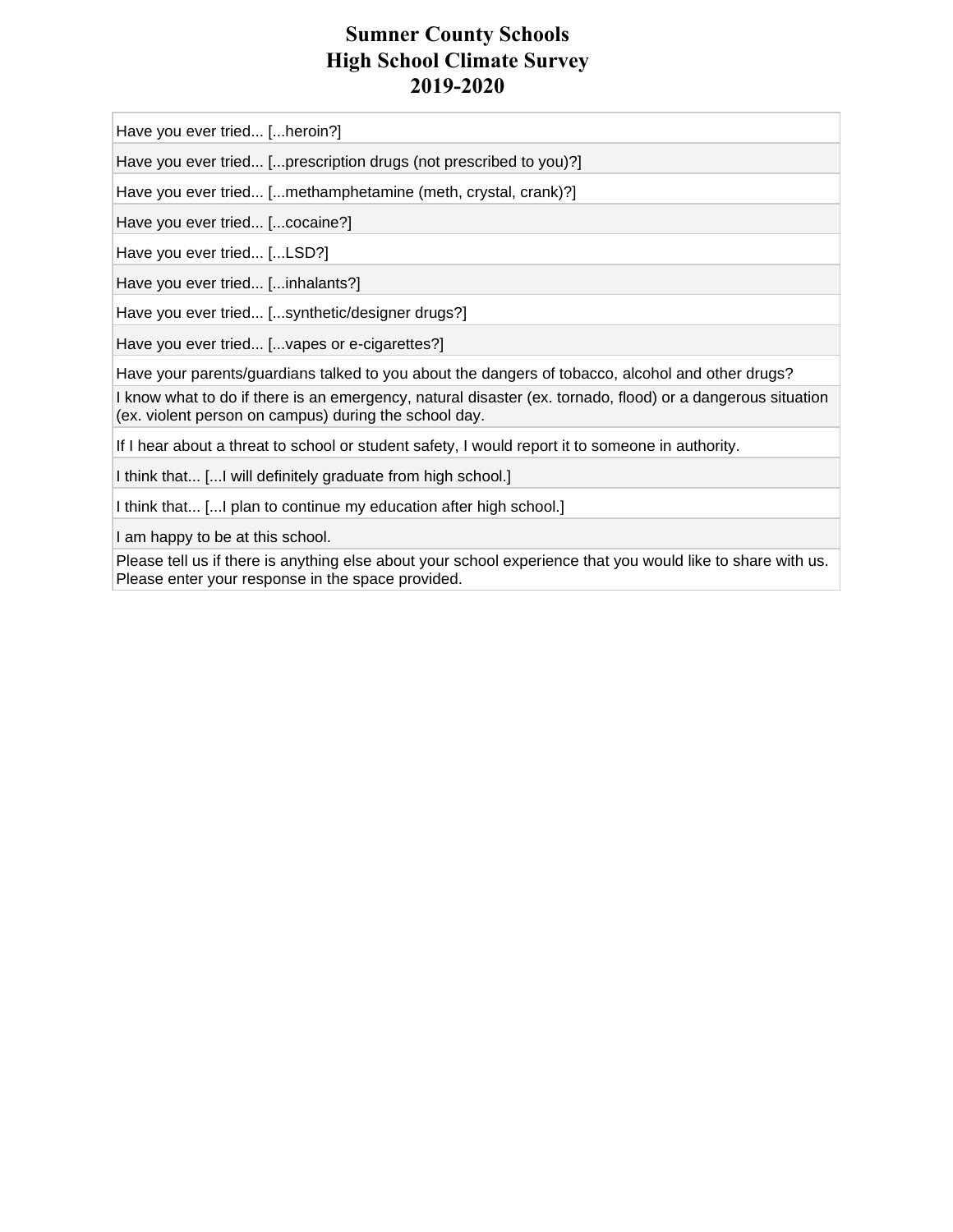# Sumner County Schools
# High School Climate Survey
# 2019-2020

| |
|---|
| Have you ever tried... [...heroin?] |
| Have you ever tried... [...prescription drugs (not prescribed to you)?] |
| Have you ever tried... [...methamphetamine (meth, crystal, crank)?] |
| Have you ever tried... [...cocaine?] |
| Have you ever tried... [...LSD?] |
| Have you ever tried... [...inhalants?] |
| Have you ever tried... [...synthetic/designer drugs?] |
| Have you ever tried... [...vapes or e-cigarettes?] |
| Have your parents/guardians talked to you about the dangers of tobacco, alcohol and other drugs? |
| I know what to do if there is an emergency, natural disaster (ex. tornado, flood) or a dangerous situation (ex. violent person on campus) during the school day. |
| If I hear about a threat to school or student safety, I would report it to someone in authority. |
| I think that... [...I will definitely graduate from high school.] |
| I think that... [...I plan to continue my education after high school.] |
| I am happy to be at this school. |
| Please tell us if there is anything else about your school experience that you would like to share with us. Please enter your response in the space provided. |